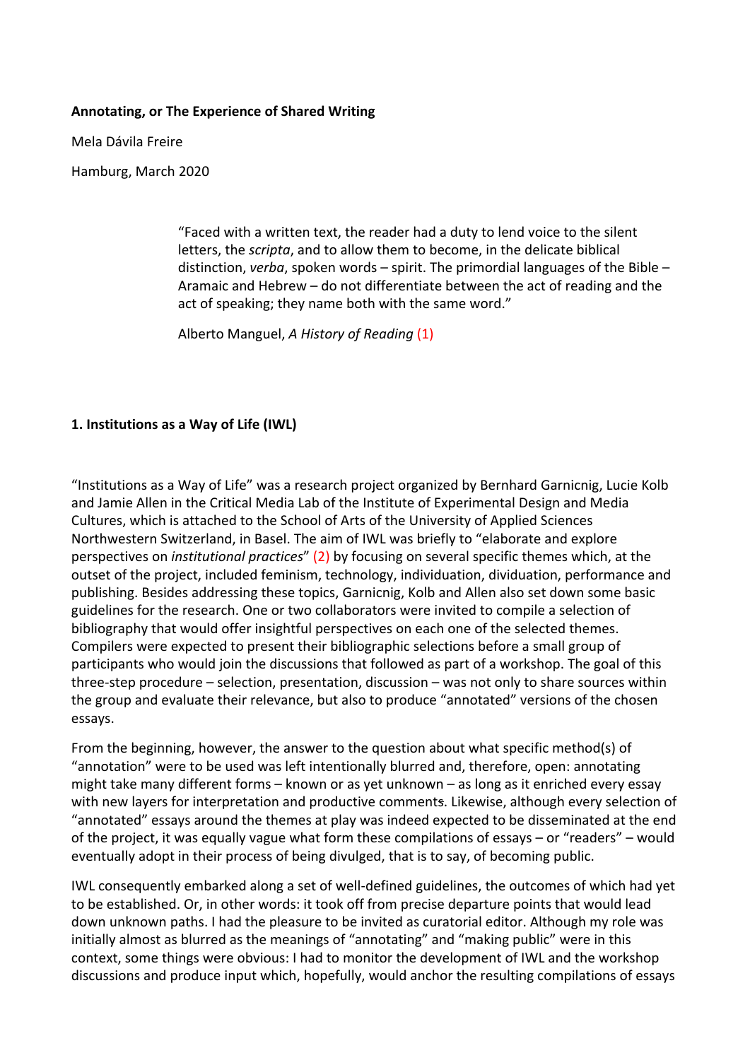**Annotating, or The Experience of Shared Writing**

Mela Dávila Freire

Hamburg, March 2020

> "Faced with a written text, the reader had a duty to lend voice to the silent letters, the *scripta*, and to allow them to become, in the delicate biblical distinction, *verba*, spoken words – spirit. The primordial languages of the Bible – Aramaic and Hebrew – do not differentiate between the act of reading and the act of speaking; they name both with the same word."
>
> Alberto Manguel, *A History of Reading* (1)

## 1. Institutions as a Way of Life (IWL)

"Institutions as a Way of Life" was a research project organized by Bernhard Garnicnig, Lucie Kolb and Jamie Allen in the Critical Media Lab of the Institute of Experimental Design and Media Cultures, which is attached to the School of Arts of the University of Applied Sciences Northwestern Switzerland, in Basel. The aim of IWL was briefly to "elaborate and explore perspectives on *institutional practices*" (2) by focusing on several specific themes which, at the outset of the project, included feminism, technology, individuation, dividuation, performance and publishing. Besides addressing these topics, Garnicnig, Kolb and Allen also set down some basic guidelines for the research. One or two collaborators were invited to compile a selection of bibliography that would offer insightful perspectives on each one of the selected themes. Compilers were expected to present their bibliographic selections before a small group of participants who would join the discussions that followed as part of a workshop. The goal of this three-step procedure – selection, presentation, discussion – was not only to share sources within the group and evaluate their relevance, but also to produce "annotated" versions of the chosen essays.

From the beginning, however, the answer to the question about what specific method(s) of "annotation" were to be used was left intentionally blurred and, therefore, open: annotating might take many different forms – known or as yet unknown – as long as it enriched every essay with new layers for interpretation and productive comments. Likewise, although every selection of "annotated" essays around the themes at play was indeed expected to be disseminated at the end of the project, it was equally vague what form these compilations of essays – or "readers" – would eventually adopt in their process of being divulged, that is to say, of becoming public.

IWL consequently embarked along a set of well-defined guidelines, the outcomes of which had yet to be established. Or, in other words: it took off from precise departure points that would lead down unknown paths. I had the pleasure to be invited as curatorial editor. Although my role was initially almost as blurred as the meanings of "annotating" and "making public" were in this context, some things were obvious: I had to monitor the development of IWL and the workshop discussions and produce input which, hopefully, would anchor the resulting compilations of essays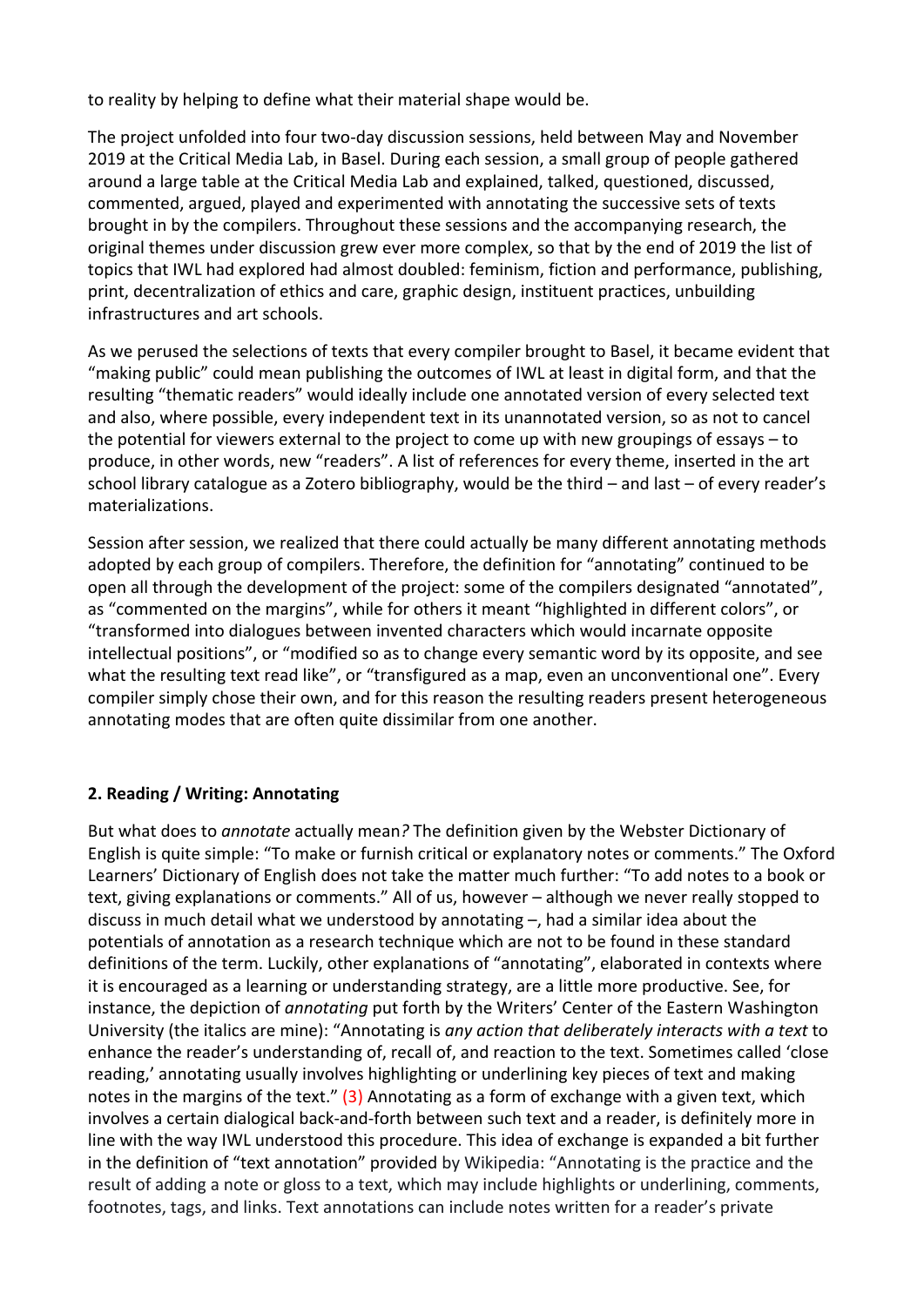to reality by helping to define what their material shape would be.

The project unfolded into four two-day discussion sessions, held between May and November 2019 at the Critical Media Lab, in Basel. During each session, a small group of people gathered around a large table at the Critical Media Lab and explained, talked, questioned, discussed, commented, argued, played and experimented with annotating the successive sets of texts brought in by the compilers. Throughout these sessions and the accompanying research, the original themes under discussion grew ever more complex, so that by the end of 2019 the list of topics that IWL had explored had almost doubled: feminism, fiction and performance, publishing, print, decentralization of ethics and care, graphic design, instituent practices, unbuilding infrastructures and art schools.

As we perused the selections of texts that every compiler brought to Basel, it became evident that "making public" could mean publishing the outcomes of IWL at least in digital form, and that the resulting "thematic readers" would ideally include one annotated version of every selected text and also, where possible, every independent text in its unannotated version, so as not to cancel the potential for viewers external to the project to come up with new groupings of essays – to produce, in other words, new "readers". A list of references for every theme, inserted in the art school library catalogue as a Zotero bibliography, would be the third – and last – of every reader's materializations.

Session after session, we realized that there could actually be many different annotating methods adopted by each group of compilers. Therefore, the definition for "annotating" continued to be open all through the development of the project: some of the compilers designated "annotated", as "commented on the margins", while for others it meant "highlighted in different colors", or "transformed into dialogues between invented characters which would incarnate opposite intellectual positions", or "modified so as to change every semantic word by its opposite, and see what the resulting text read like", or "transfigured as a map, even an unconventional one". Every compiler simply chose their own, and for this reason the resulting readers present heterogeneous annotating modes that are often quite dissimilar from one another.

## 2. Reading / Writing: Annotating

But what does to *annotate* actually mean*?* The definition given by the Webster Dictionary of English is quite simple: "To make or furnish critical or explanatory notes or comments." The Oxford Learners' Dictionary of English does not take the matter much further: "To add notes to a book or text, giving explanations or comments." All of us, however – although we never really stopped to discuss in much detail what we understood by annotating –, had a similar idea about the potentials of annotation as a research technique which are not to be found in these standard definitions of the term. Luckily, other explanations of "annotating", elaborated in contexts where it is encouraged as a learning or understanding strategy, are a little more productive. See, for instance, the depiction of *annotating* put forth by the Writers' Center of the Eastern Washington University (the italics are mine): "Annotating is *any action that deliberately interacts with a text* to enhance the reader's understanding of, recall of, and reaction to the text. Sometimes called 'close reading,' annotating usually involves highlighting or underlining key pieces of text and making notes in the margins of the text." (3) Annotating as a form of exchange with a given text, which involves a certain dialogical back-and-forth between such text and a reader, is definitely more in line with the way IWL understood this procedure. This idea of exchange is expanded a bit further in the definition of "text annotation" provided by Wikipedia: "Annotating is the practice and the result of adding a note or gloss to a text, which may include highlights or underlining, comments, footnotes, tags, and links. Text annotations can include notes written for a reader's private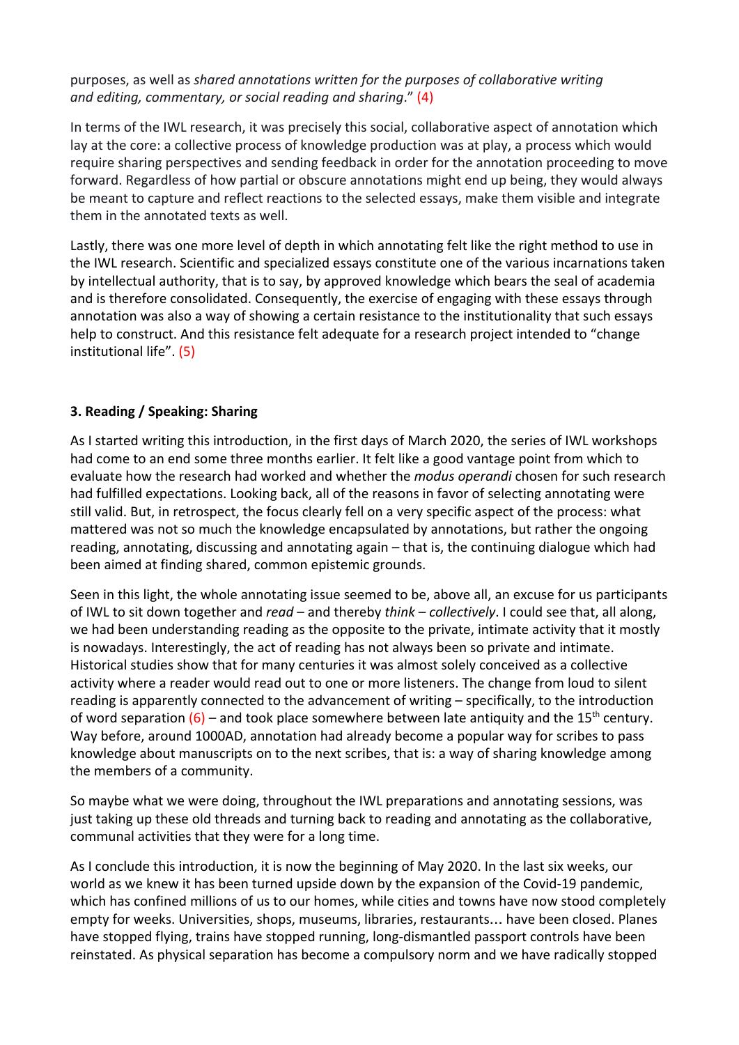purposes, as well as *shared annotations written for the purposes of collaborative writing and editing, commentary, or social reading and sharing*." (4)

In terms of the IWL research, it was precisely this social, collaborative aspect of annotation which lay at the core: a collective process of knowledge production was at play, a process which would require sharing perspectives and sending feedback in order for the annotation proceeding to move forward. Regardless of how partial or obscure annotations might end up being, they would always be meant to capture and reflect reactions to the selected essays, make them visible and integrate them in the annotated texts as well.

Lastly, there was one more level of depth in which annotating felt like the right method to use in the IWL research. Scientific and specialized essays constitute one of the various incarnations taken by intellectual authority, that is to say, by approved knowledge which bears the seal of academia and is therefore consolidated. Consequently, the exercise of engaging with these essays through annotation was also a way of showing a certain resistance to the institutionality that such essays help to construct. And this resistance felt adequate for a research project intended to "change institutional life". (5)

### 3. Reading / Speaking: Sharing

As I started writing this introduction, in the first days of March 2020, the series of IWL workshops had come to an end some three months earlier. It felt like a good vantage point from which to evaluate how the research had worked and whether the *modus operandi* chosen for such research had fulfilled expectations. Looking back, all of the reasons in favor of selecting annotating were still valid. But, in retrospect, the focus clearly fell on a very specific aspect of the process: what mattered was not so much the knowledge encapsulated by annotations, but rather the ongoing reading, annotating, discussing and annotating again – that is, the continuing dialogue which had been aimed at finding shared, common epistemic grounds.

Seen in this light, the whole annotating issue seemed to be, above all, an excuse for us participants of IWL to sit down together and *read* – and thereby *think* – *collectively*. I could see that, all along, we had been understanding reading as the opposite to the private, intimate activity that it mostly is nowadays. Interestingly, the act of reading has not always been so private and intimate. Historical studies show that for many centuries it was almost solely conceived as a collective activity where a reader would read out to one or more listeners. The change from loud to silent reading is apparently connected to the advancement of writing – specifically, to the introduction of word separation (6) – and took place somewhere between late antiquity and the 15th century. Way before, around 1000AD, annotation had already become a popular way for scribes to pass knowledge about manuscripts on to the next scribes, that is: a way of sharing knowledge among the members of a community.

So maybe what we were doing, throughout the IWL preparations and annotating sessions, was just taking up these old threads and turning back to reading and annotating as the collaborative, communal activities that they were for a long time.

As I conclude this introduction, it is now the beginning of May 2020. In the last six weeks, our world as we knew it has been turned upside down by the expansion of the Covid-19 pandemic, which has confined millions of us to our homes, while cities and towns have now stood completely empty for weeks. Universities, shops, museums, libraries, restaurants… have been closed. Planes have stopped flying, trains have stopped running, long-dismantled passport controls have been reinstated. As physical separation has become a compulsory norm and we have radically stopped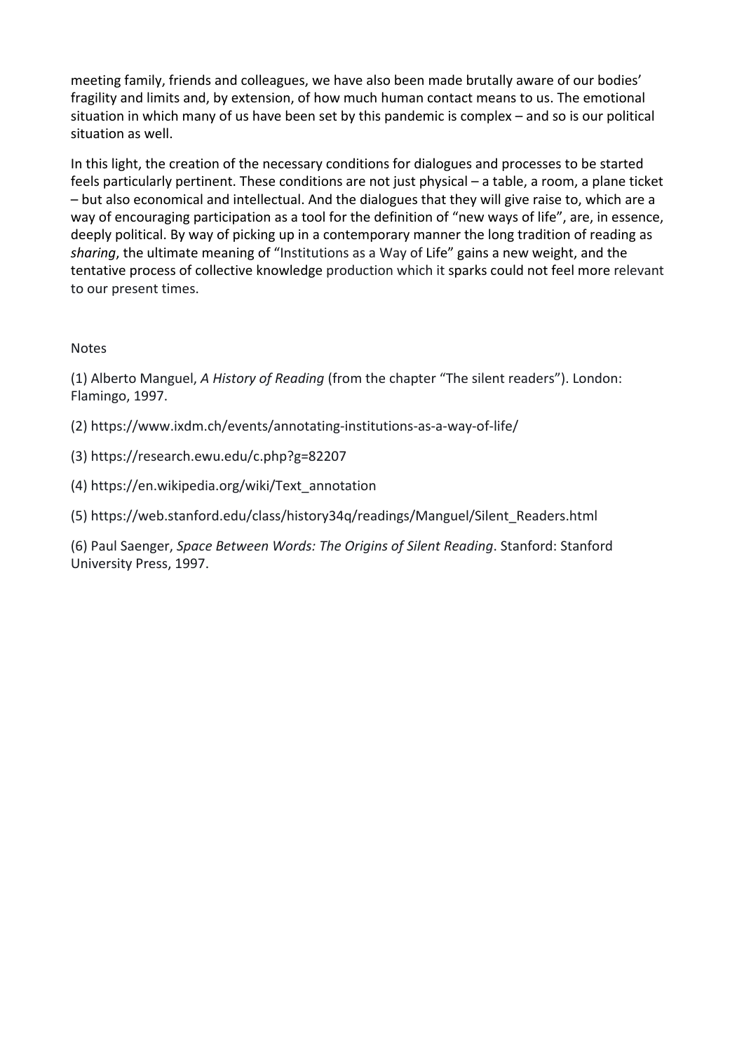meeting family, friends and colleagues, we have also been made brutally aware of our bodies' fragility and limits and, by extension, of how much human contact means to us. The emotional situation in which many of us have been set by this pandemic is complex – and so is our political situation as well.

In this light, the creation of the necessary conditions for dialogues and processes to be started feels particularly pertinent. These conditions are not just physical – a table, a room, a plane ticket – but also economical and intellectual. And the dialogues that they will give raise to, which are a way of encouraging participation as a tool for the definition of "new ways of life", are, in essence, deeply political. By way of picking up in a contemporary manner the long tradition of reading as *sharing*, the ultimate meaning of "Institutions as a Way of Life" gains a new weight, and the tentative process of collective knowledge production which it sparks could not feel more relevant to our present times.

Notes

(1) Alberto Manguel, *A History of Reading* (from the chapter "The silent readers"). London: Flamingo, 1997.

(2) https://www.ixdm.ch/events/annotating-institutions-as-a-way-of-life/

(3) https://research.ewu.edu/c.php?g=82207

(4) https://en.wikipedia.org/wiki/Text_annotation

(5) https://web.stanford.edu/class/history34q/readings/Manguel/Silent_Readers.html

(6) Paul Saenger, *Space Between Words: The Origins of Silent Reading*. Stanford: Stanford University Press, 1997.